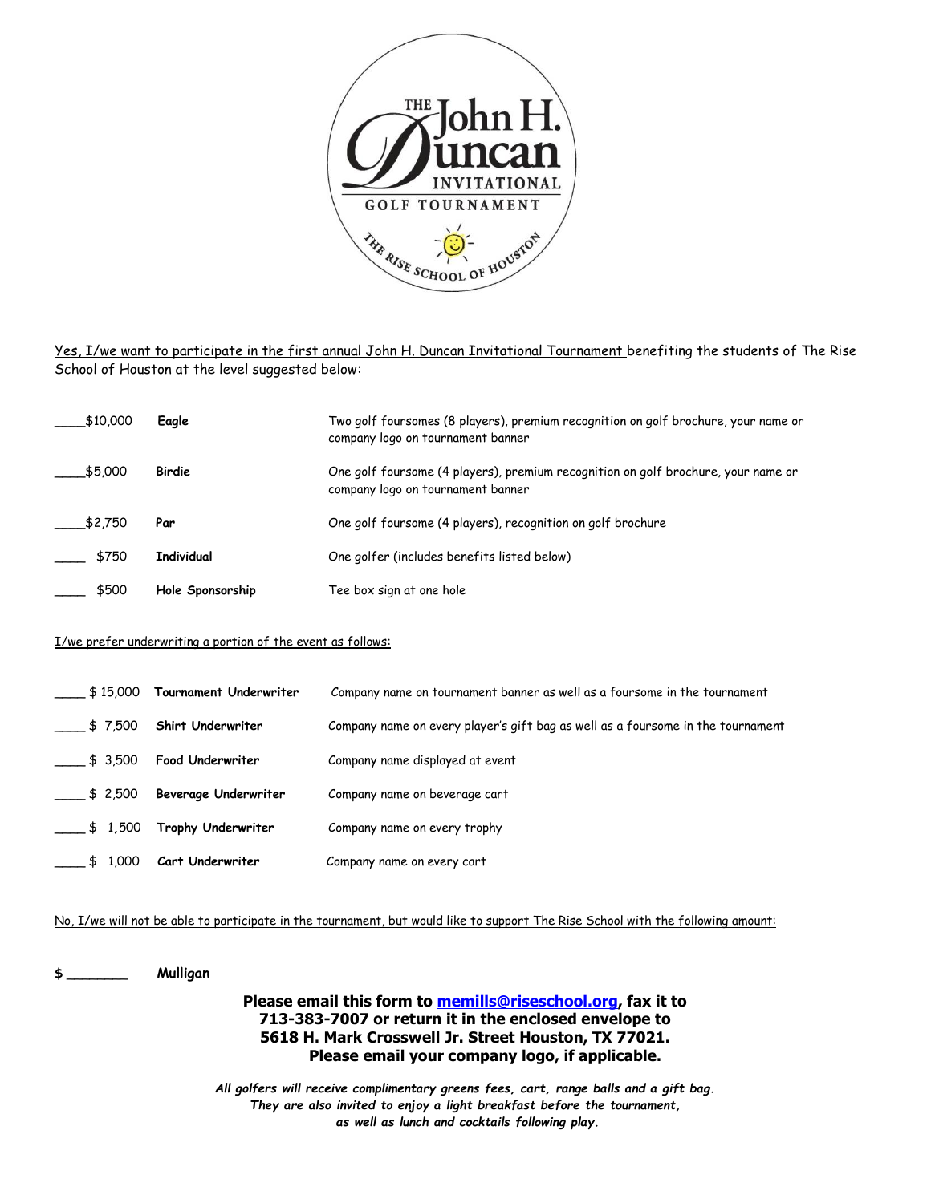# THE John H. Duncan INVITATIONAL GOLF TOURNAMENT

THE RISE SCHOOL OF HOUSTON

Yes, I/we want to participate in the first annual John H. Duncan Invitational Tournament benefiting the students of The Rise School of Houston at the level suggested below:

| | | |
|---|---|---|
| ____$10,000 | **Eagle** | Two golf foursomes (8 players), premium recognition on golf brochure, your name or company logo on tournament banner |
| ____$5,000 | **Birdie** | One golf foursome (4 players), premium recognition on golf brochure, your name or company logo on tournament banner |
| ____$2,750 | **Par** | One golf foursome (4 players), recognition on golf brochure |
| ____ $750 | **Individual** | One golfer (includes benefits listed below) |
| ____ $500 | **Hole Sponsorship** | Tee box sign at one hole |

I/we prefer underwriting a portion of the event as follows:

| | | |
|---|---|---|
| ____ $ 15,000 | **Tournament Underwriter** | Company name on tournament banner as well as a foursome in the tournament |
| ____ $ 7,500 | **Shirt Underwriter** | Company name on every player's gift bag as well as a foursome in the tournament |
| ____ $ 3,500 | **Food Underwriter** | Company name displayed at event |
| ____ $ 2,500 | **Beverage Underwriter** | Company name on beverage cart |
| ____ $ 1,500 | **Trophy Underwriter** | Company name on every trophy |
| ____ $ 1,000 | **Cart Underwriter** | Company name on every cart |

No, I/we will not be able to participate in the tournament, but would like to support The Rise School with the following amount:

**$ ________ Mulligan**

**Please email this form to memills@riseschool.org, fax it to 713-383-7007 or return it in the enclosed envelope to 5618 H. Mark Crosswell Jr. Street Houston, TX 77021. Please email your company logo, if applicable.**

***All golfers will receive complimentary greens fees, cart, range balls and a gift bag. They are also invited to enjoy a light breakfast before the tournament, as well as lunch and cocktails following play.***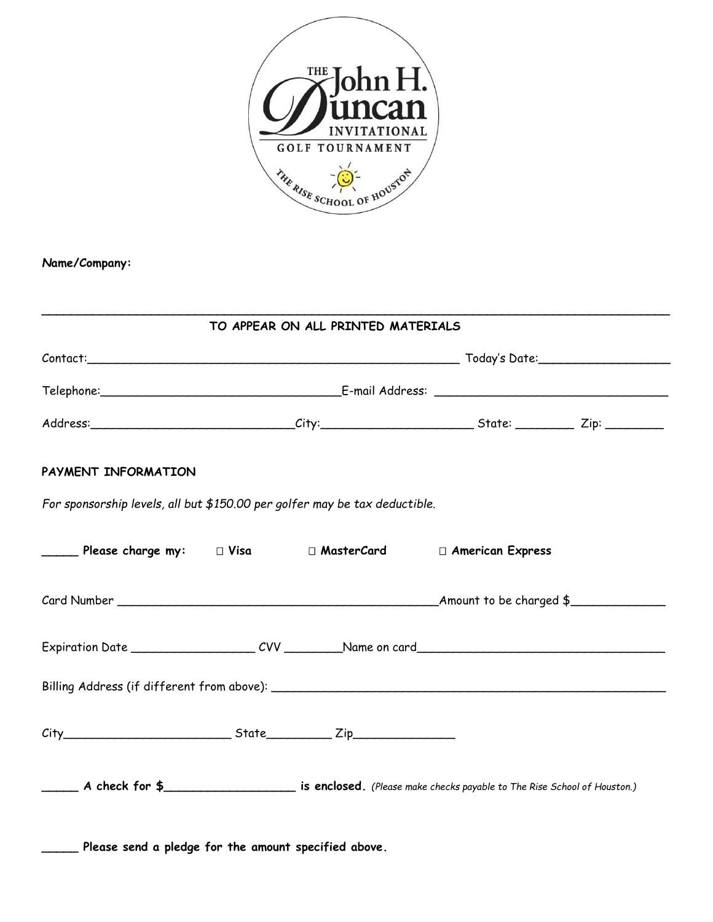**Name/Company:**

___________________________________________________________________________________

**TO APPEAR ON ALL PRINTED MATERIALS**

Contact:_____________________________________________ Today's Date:_______________

Telephone:__________________________E-mail Address: __________________________

Address:________________________City:___________________ State: _______ Zip: _______

**PAYMENT INFORMATION**

*For sponsorship levels, all but $150.00 per golfer may be tax deductible.*

**_____ Please charge my:** □ **Visa** □ **MasterCard** □ **American Express**

Card Number ____________________________________Amount to be charged $___________

Expiration Date ______________ CVV _______Name on card___________________________

Billing Address (if different from above): ___________________________________________

City____________________ State________ Zip____________

**_____ A check for $_______________ is enclosed.** *(Please make checks payable to The Rise School of Houston.)*

**_____ Please send a pledge for the amount specified above.**